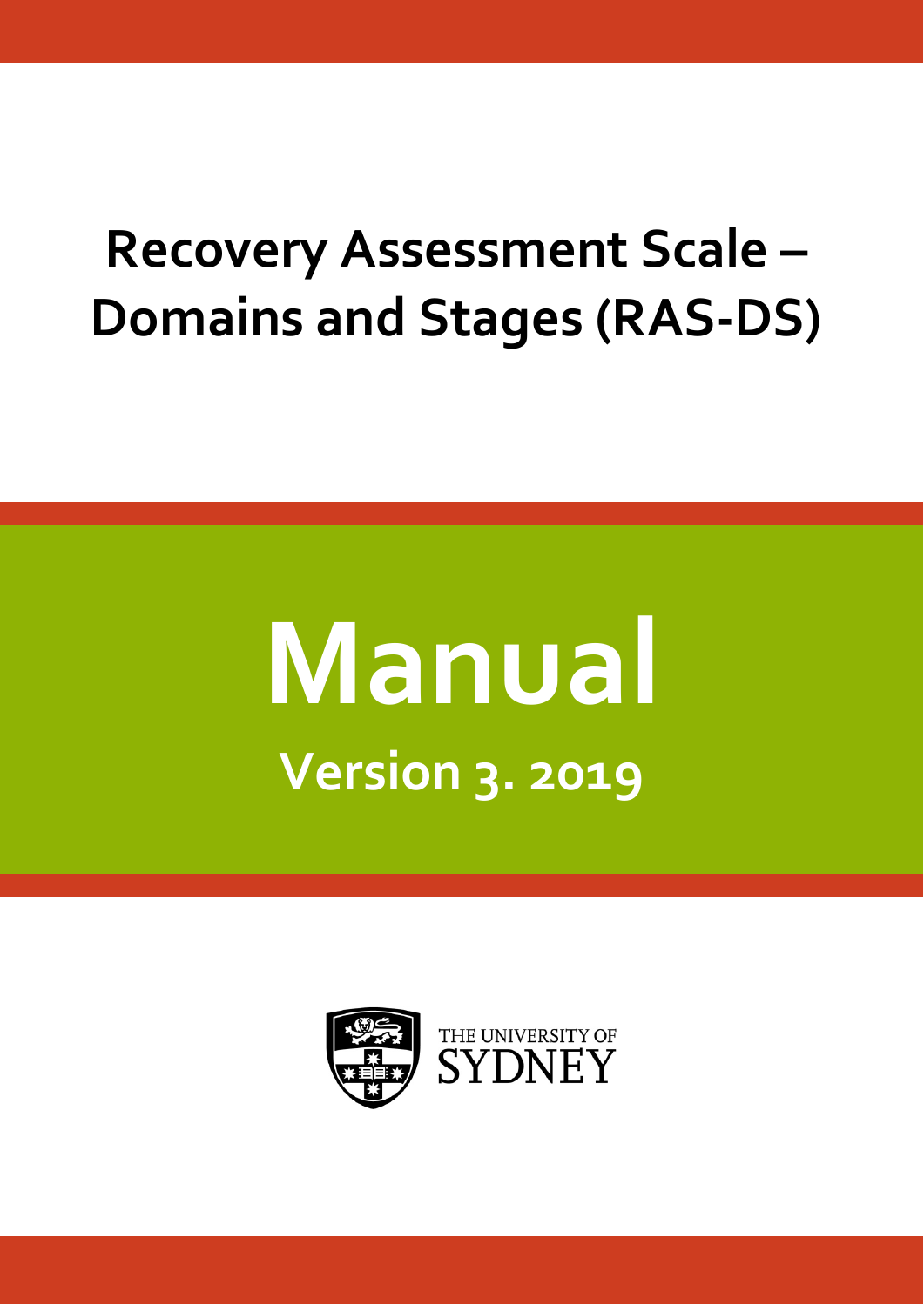# Recovery Assessment Scale – Domains and Stages (RAS-DS)

# Manual

## Version 3. 2019

THE UNIVERSITY OF SYDNEY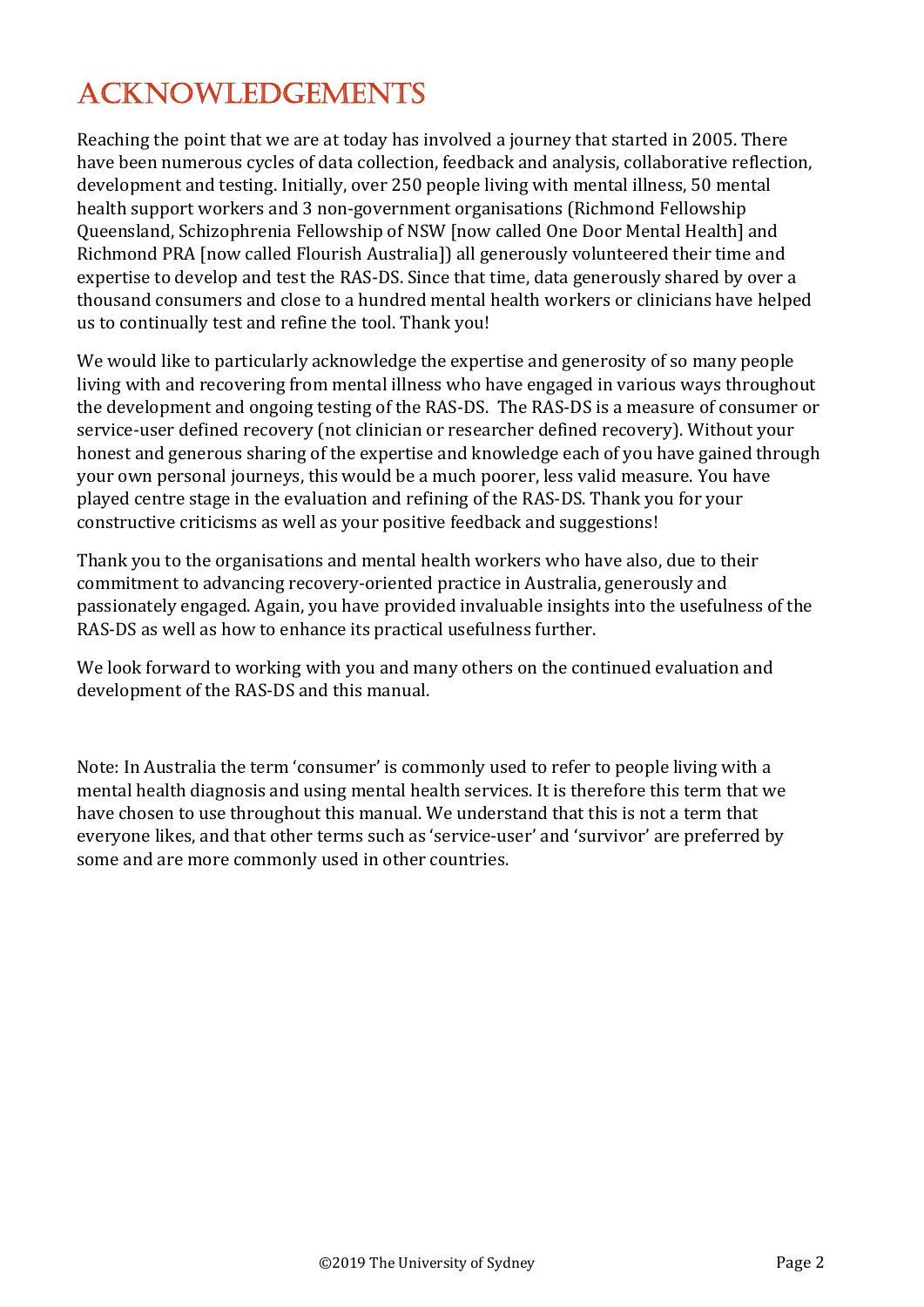# ACKNOWLEDGEMENTS

Reaching the point that we are at today has involved a journey that started in 2005. There have been numerous cycles of data collection, feedback and analysis, collaborative reflection, development and testing. Initially, over 250 people living with mental illness, 50 mental health support workers and 3 non-government organisations (Richmond Fellowship Queensland, Schizophrenia Fellowship of NSW [now called One Door Mental Health] and Richmond PRA [now called Flourish Australia]) all generously volunteered their time and expertise to develop and test the RAS-DS. Since that time, data generously shared by over a thousand consumers and close to a hundred mental health workers or clinicians have helped us to continually test and refine the tool. Thank you!

We would like to particularly acknowledge the expertise and generosity of so many people living with and recovering from mental illness who have engaged in various ways throughout the development and ongoing testing of the RAS-DS. The RAS-DS is a measure of consumer or service-user defined recovery (not clinician or researcher defined recovery). Without your honest and generous sharing of the expertise and knowledge each of you have gained through your own personal journeys, this would be a much poorer, less valid measure. You have played centre stage in the evaluation and refining of the RAS-DS. Thank you for your constructive criticisms as well as your positive feedback and suggestions!

Thank you to the organisations and mental health workers who have also, due to their commitment to advancing recovery-oriented practice in Australia, generously and passionately engaged. Again, you have provided invaluable insights into the usefulness of the RAS-DS as well as how to enhance its practical usefulness further.

We look forward to working with you and many others on the continued evaluation and development of the RAS-DS and this manual.

Note: In Australia the term 'consumer' is commonly used to refer to people living with a mental health diagnosis and using mental health services. It is therefore this term that we have chosen to use throughout this manual. We understand that this is not a term that everyone likes, and that other terms such as 'service-user' and 'survivor' are preferred by some and are more commonly used in other countries.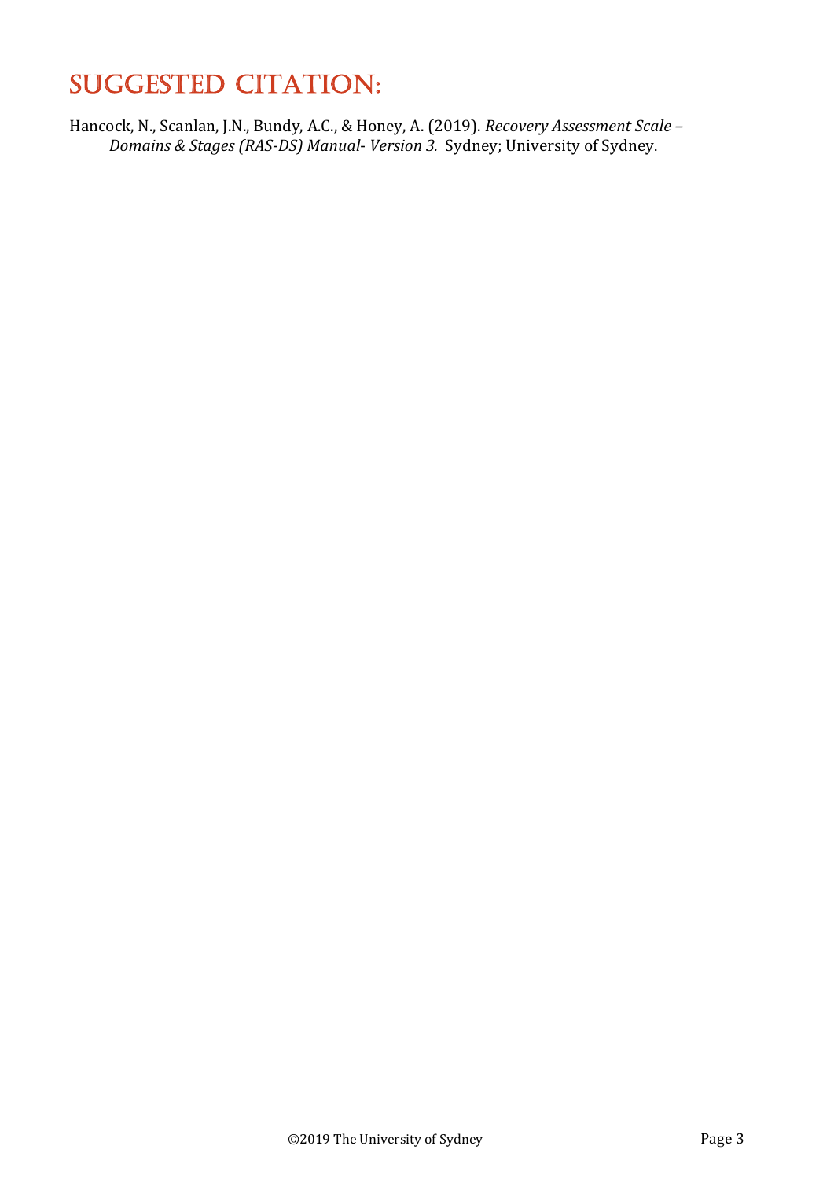# Suggested Citation:

Hancock, N., Scanlan, J.N., Bundy, A.C., & Honey, A. (2019). *Recovery Assessment Scale – Domains & Stages (RAS-DS) Manual- Version 3.* Sydney; University of Sydney.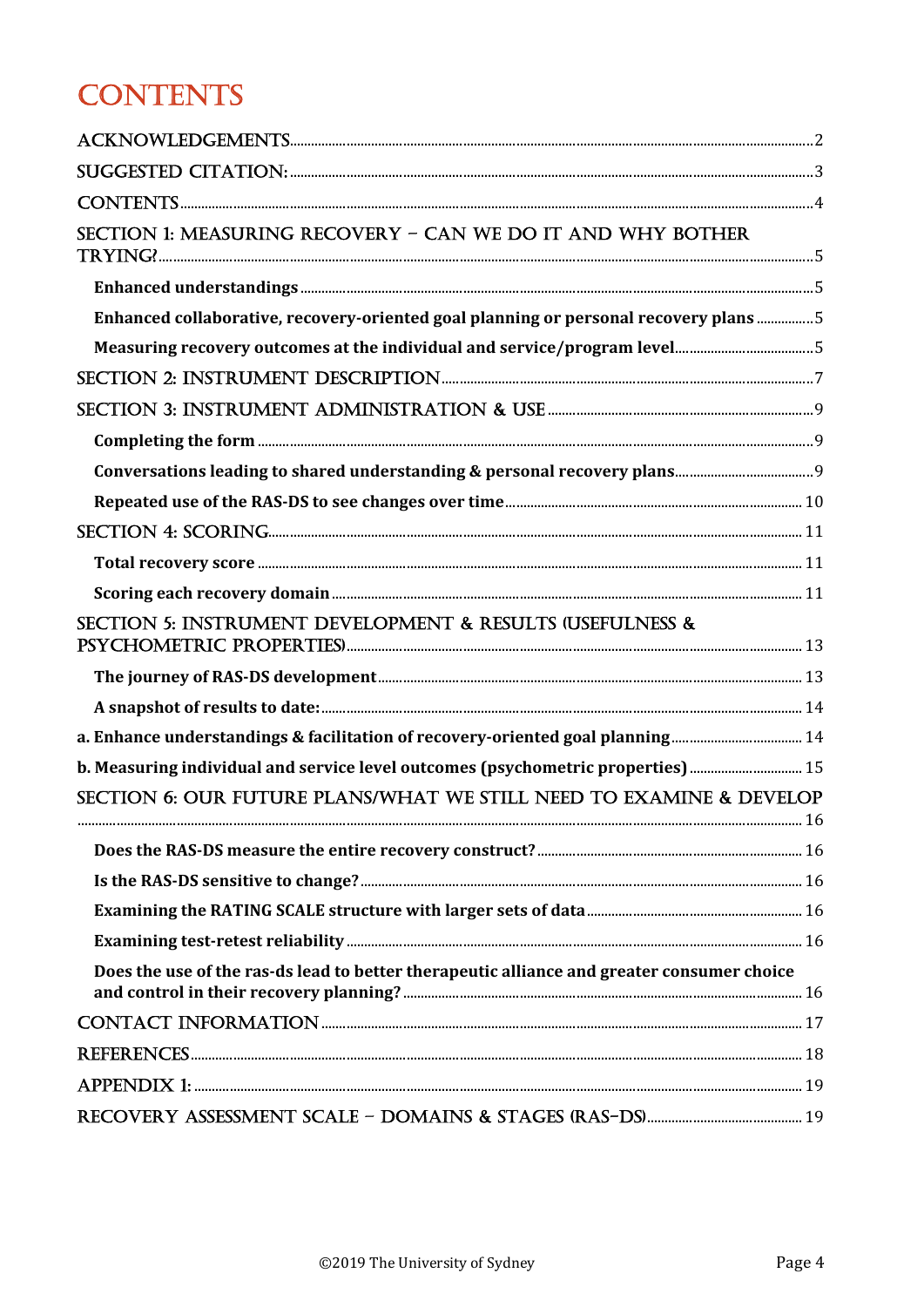# CONTENTS

ACKNOWLEDGEMENTS ........ 2

SUGGESTED CITATION: ........ 3

CONTENTS ........ 4

SECTION 1: MEASURING RECOVERY – CAN WE DO IT AND WHY BOTHER TRYING? ........ 5

- **Enhanced understandings** ........ 5
- **Enhanced collaborative, recovery-oriented goal planning or personal recovery plans** ........ 5
- **Measuring recovery outcomes at the individual and service/program level** ........ 5

SECTION 2: INSTRUMENT DESCRIPTION ........ 7

SECTION 3: INSTRUMENT ADMINISTRATION & USE ........ 9

- **Completing the form** ........ 9
- **Conversations leading to shared understanding & personal recovery plans** ........ 9
- **Repeated use of the RAS-DS to see changes over time** ........ 10

SECTION 4: SCORING ........ 11

- **Total recovery score** ........ 11
- **Scoring each recovery domain** ........ 11

SECTION 5: INSTRUMENT DEVELOPMENT & RESULTS (USEFULNESS & PSYCHOMETRIC PROPERTIES) ........ 13

- **The journey of RAS-DS development** ........ 13
- **A snapshot of results to date:** ........ 14

**a. Enhance understandings & facilitation of recovery-oriented goal planning** ........ 14

**b. Measuring individual and service level outcomes (psychometric properties)** ........ 15

SECTION 6: OUR FUTURE PLANS/WHAT WE STILL NEED TO EXAMINE & DEVELOP ........ 16

- **Does the RAS-DS measure the entire recovery construct?** ........ 16
- **Is the RAS-DS sensitive to change?** ........ 16
- **Examining the RATING SCALE structure with larger sets of data** ........ 16
- **Examining test-retest reliability** ........ 16
- **Does the use of the ras-ds lead to better therapeutic alliance and greater consumer choice and control in their recovery planning?** ........ 16

CONTACT INFORMATION ........ 17

REFERENCES ........ 18

APPENDIX 1: ........ 19

RECOVERY ASSESSMENT SCALE – DOMAINS & STAGES (RAS-DS) ........ 19

©2019 The University of Sydney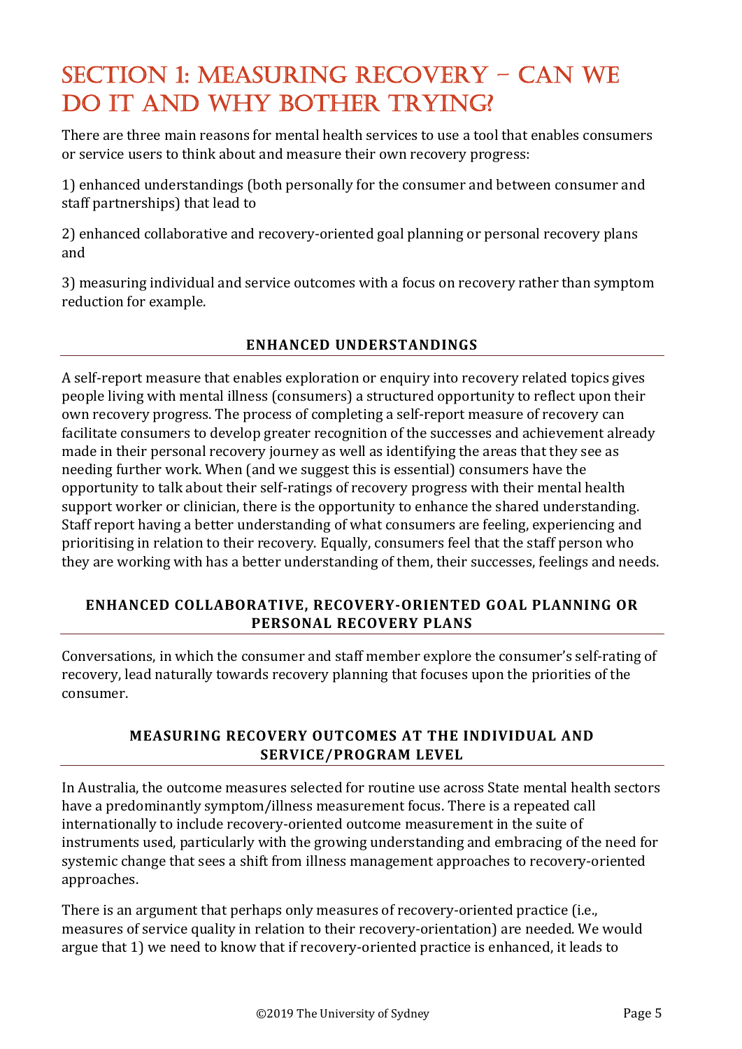# Section 1: Measuring Recovery – Can We Do It and Why Bother Trying?

There are three main reasons for mental health services to use a tool that enables consumers or service users to think about and measure their own recovery progress:

1) enhanced understandings (both personally for the consumer and between consumer and staff partnerships) that lead to

2) enhanced collaborative and recovery-oriented goal planning or personal recovery plans and

3) measuring individual and service outcomes with a focus on recovery rather than symptom reduction for example.

### ENHANCED UNDERSTANDINGS

A self-report measure that enables exploration or enquiry into recovery related topics gives people living with mental illness (consumers) a structured opportunity to reflect upon their own recovery progress. The process of completing a self-report measure of recovery can facilitate consumers to develop greater recognition of the successes and achievement already made in their personal recovery journey as well as identifying the areas that they see as needing further work. When (and we suggest this is essential) consumers have the opportunity to talk about their self-ratings of recovery progress with their mental health support worker or clinician, there is the opportunity to enhance the shared understanding. Staff report having a better understanding of what consumers are feeling, experiencing and prioritising in relation to their recovery. Equally, consumers feel that the staff person who they are working with has a better understanding of them, their successes, feelings and needs.

### ENHANCED COLLABORATIVE, RECOVERY-ORIENTED GOAL PLANNING OR PERSONAL RECOVERY PLANS

Conversations, in which the consumer and staff member explore the consumer's self-rating of recovery, lead naturally towards recovery planning that focuses upon the priorities of the consumer.

### MEASURING RECOVERY OUTCOMES AT THE INDIVIDUAL AND SERVICE/PROGRAM LEVEL

In Australia, the outcome measures selected for routine use across State mental health sectors have a predominantly symptom/illness measurement focus. There is a repeated call internationally to include recovery-oriented outcome measurement in the suite of instruments used, particularly with the growing understanding and embracing of the need for systemic change that sees a shift from illness management approaches to recovery-oriented approaches.

There is an argument that perhaps only measures of recovery-oriented practice (i.e., measures of service quality in relation to their recovery-orientation) are needed. We would argue that 1) we need to know that if recovery-oriented practice is enhanced, it leads to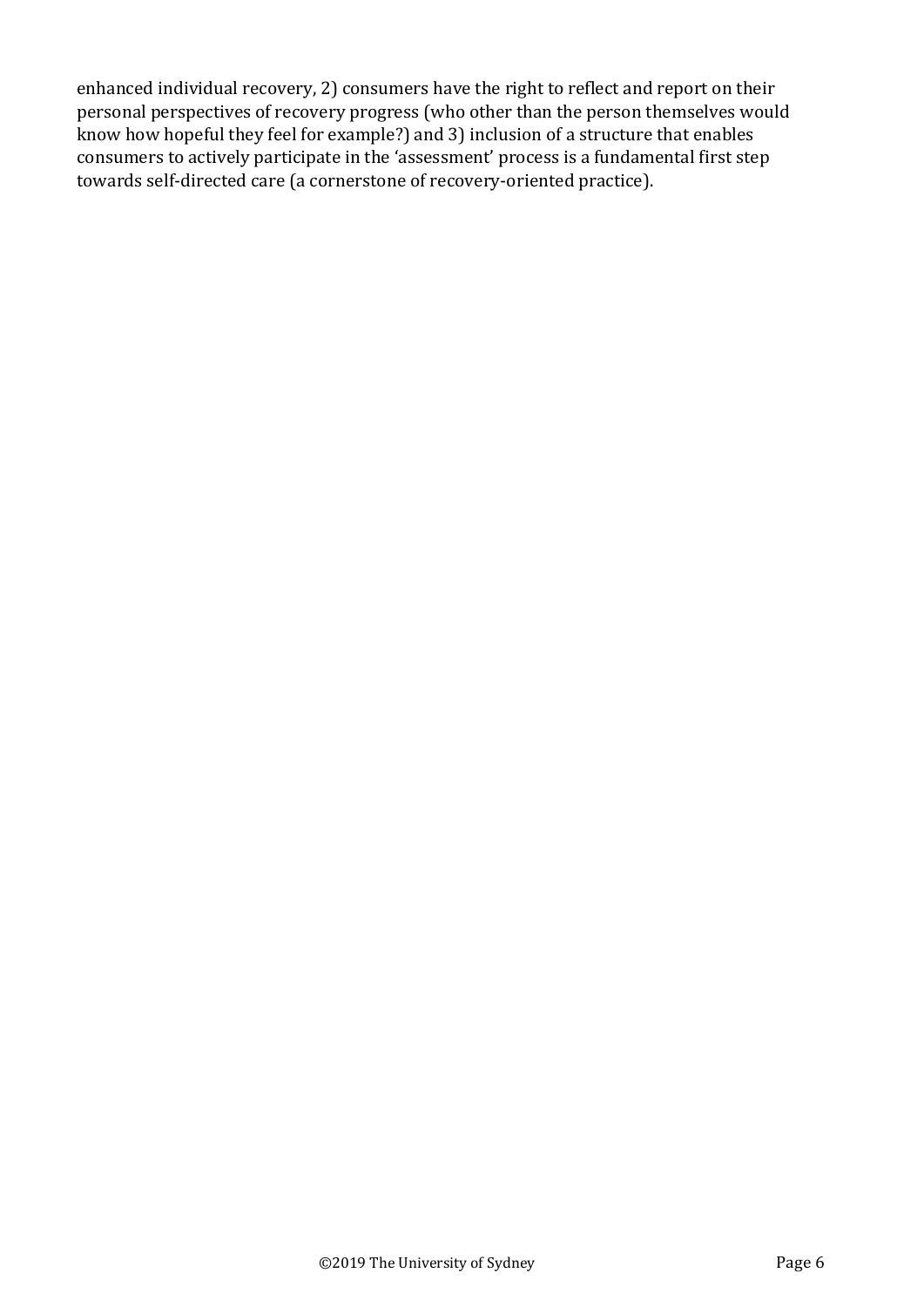enhanced individual recovery, 2) consumers have the right to reflect and report on their personal perspectives of recovery progress (who other than the person themselves would know how hopeful they feel for example?) and 3) inclusion of a structure that enables consumers to actively participate in the 'assessment' process is a fundamental first step towards self-directed care (a cornerstone of recovery-oriented practice).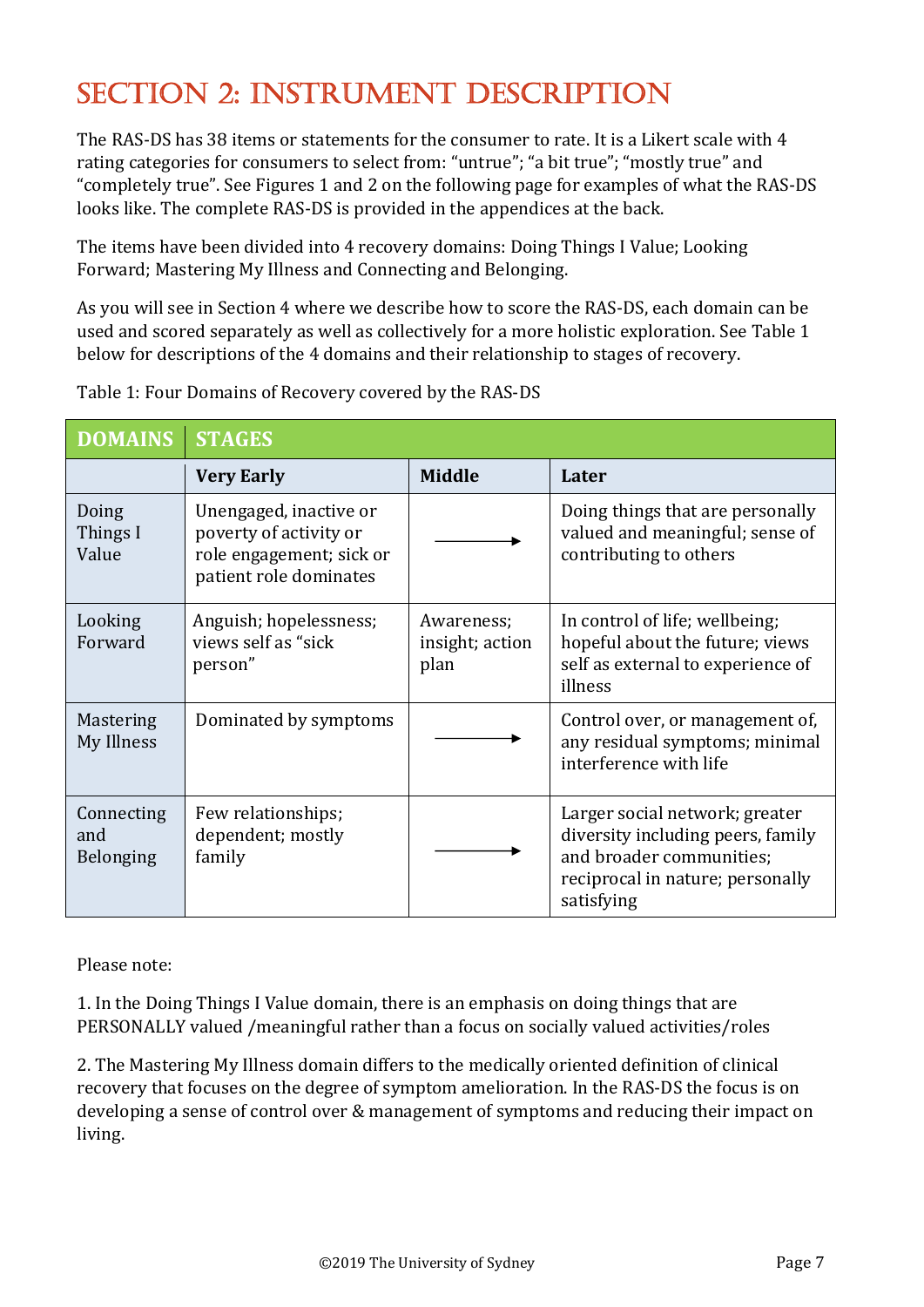# SECTION 2: INSTRUMENT DESCRIPTION

The RAS-DS has 38 items or statements for the consumer to rate. It is a Likert scale with 4 rating categories for consumers to select from: "untrue"; "a bit true"; "mostly true" and "completely true". See Figures 1 and 2 on the following page for examples of what the RAS-DS looks like. The complete RAS-DS is provided in the appendices at the back.

The items have been divided into 4 recovery domains: Doing Things I Value; Looking Forward; Mastering My Illness and Connecting and Belonging.

As you will see in Section 4 where we describe how to score the RAS-DS, each domain can be used and scored separately as well as collectively for a more holistic exploration. See Table 1 below for descriptions of the 4 domains and their relationship to stages of recovery.

Table 1: Four Domains of Recovery covered by the RAS-DS

| **DOMAINS** | **STAGES** | | |
|---|---|---|---|
| | **Very Early** | **Middle** | **Later** |
| Doing Things I Value | Unengaged, inactive or poverty of activity or role engagement; sick or patient role dominates | → | Doing things that are personally valued and meaningful; sense of contributing to others |
| Looking Forward | Anguish; hopelessness; views self as "sick person" | Awareness; insight; action plan | In control of life; wellbeing; hopeful about the future; views self as external to experience of illness |
| Mastering My Illness | Dominated by symptoms | → | Control over, or management of, any residual symptoms; minimal interference with life |
| Connecting and Belonging | Few relationships; dependent; mostly family | → | Larger social network; greater diversity including peers, family and broader communities; reciprocal in nature; personally satisfying |

Please note:

1. In the Doing Things I Value domain, there is an emphasis on doing things that are PERSONALLY valued /meaningful rather than a focus on socially valued activities/roles

2. The Mastering My Illness domain differs to the medically oriented definition of clinical recovery that focuses on the degree of symptom amelioration. In the RAS-DS the focus is on developing a sense of control over & management of symptoms and reducing their impact on living.

©2019 The University of Sydney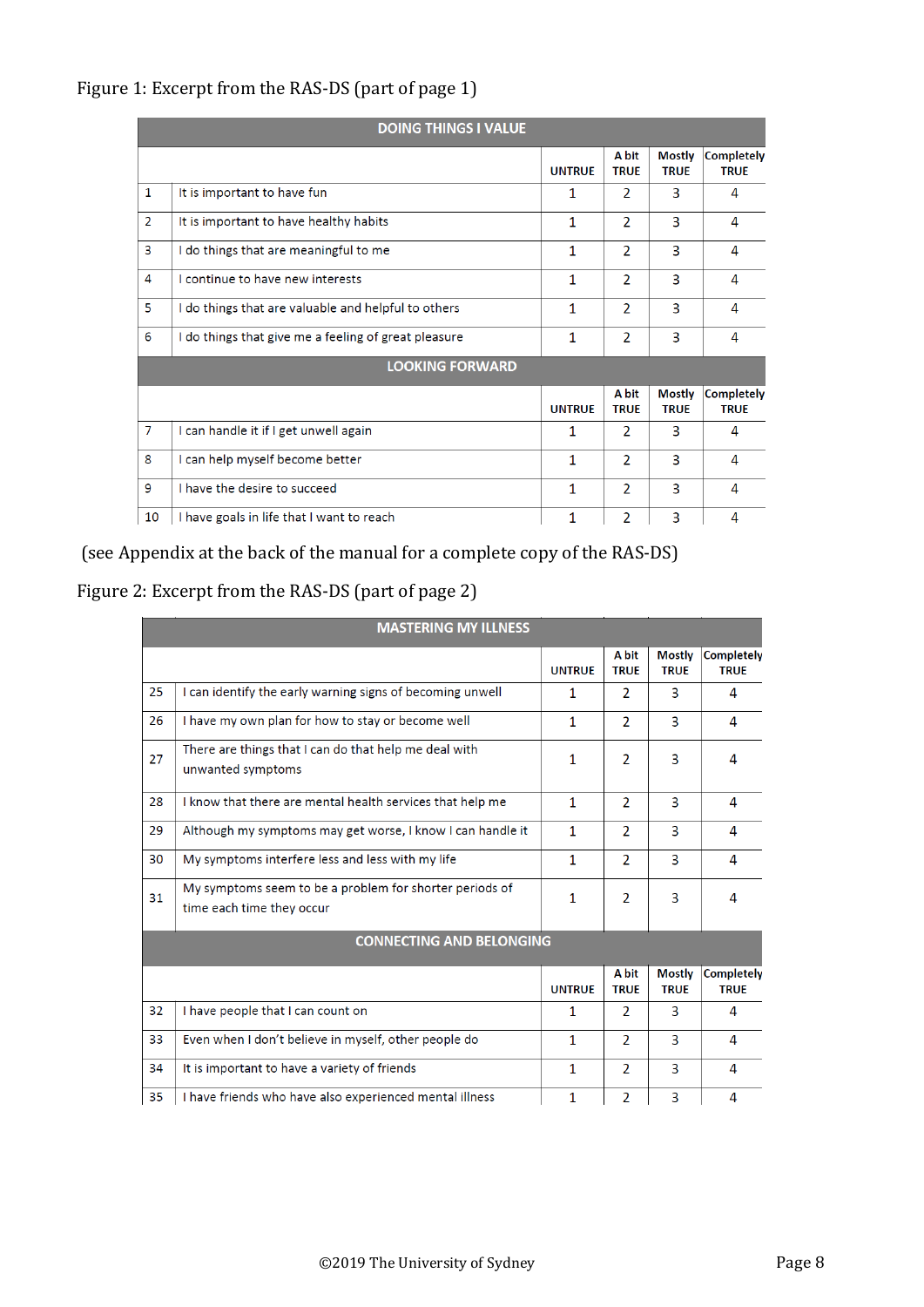Figure 1: Excerpt from the RAS-DS (part of page 1)

| DOING THINGS I VALUE | | | | | |
|---|---|---|---|---|---|
| | | UNTRUE | A bit TRUE | Mostly TRUE | Completely TRUE |
| 1 | It is important to have fun | 1 | 2 | 3 | 4 |
| 2 | It is important to have healthy habits | 1 | 2 | 3 | 4 |
| 3 | I do things that are meaningful to me | 1 | 2 | 3 | 4 |
| 4 | I continue to have new interests | 1 | 2 | 3 | 4 |
| 5 | I do things that are valuable and helpful to others | 1 | 2 | 3 | 4 |
| 6 | I do things that give me a feeling of great pleasure | 1 | 2 | 3 | 4 |
| **LOOKING FORWARD** | | | | | |
| | | UNTRUE | A bit TRUE | Mostly TRUE | Completely TRUE |
| 7 | I can handle it if I get unwell again | 1 | 2 | 3 | 4 |
| 8 | I can help myself become better | 1 | 2 | 3 | 4 |
| 9 | I have the desire to succeed | 1 | 2 | 3 | 4 |
| 10 | I have goals in life that I want to reach | 1 | 2 | 3 | 4 |

(see Appendix at the back of the manual for a complete copy of the RAS-DS)

Figure 2: Excerpt from the RAS-DS (part of page 2)

| MASTERING MY ILLNESS | | | | | |
|---|---|---|---|---|---|
| | | UNTRUE | A bit TRUE | Mostly TRUE | Completely TRUE |
| 25 | I can identify the early warning signs of becoming unwell | 1 | 2 | 3 | 4 |
| 26 | I have my own plan for how to stay or become well | 1 | 2 | 3 | 4 |
| 27 | There are things that I can do that help me deal with unwanted symptoms | 1 | 2 | 3 | 4 |
| 28 | I know that there are mental health services that help me | 1 | 2 | 3 | 4 |
| 29 | Although my symptoms may get worse, I know I can handle it | 1 | 2 | 3 | 4 |
| 30 | My symptoms interfere less and less with my life | 1 | 2 | 3 | 4 |
| 31 | My symptoms seem to be a problem for shorter periods of time each time they occur | 1 | 2 | 3 | 4 |
| **CONNECTING AND BELONGING** | | | | | |
| | | UNTRUE | A bit TRUE | Mostly TRUE | Completely TRUE |
| 32 | I have people that I can count on | 1 | 2 | 3 | 4 |
| 33 | Even when I don't believe in myself, other people do | 1 | 2 | 3 | 4 |
| 34 | It is important to have a variety of friends | 1 | 2 | 3 | 4 |
| 35 | I have friends who have also experienced mental illness | 1 | 2 | 3 | 4 |

©2019 The University of Sydney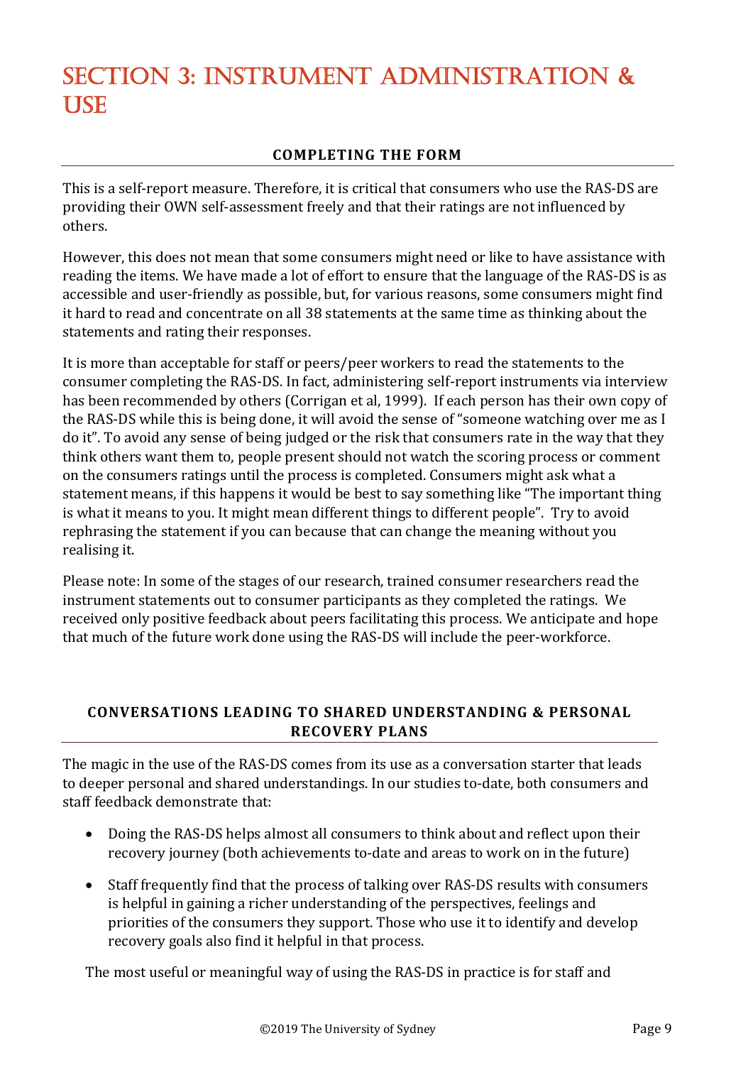# SECTION 3: INSTRUMENT ADMINISTRATION & USE

### COMPLETING THE FORM

This is a self-report measure. Therefore, it is critical that consumers who use the RAS-DS are providing their OWN self-assessment freely and that their ratings are not influenced by others.

However, this does not mean that some consumers might need or like to have assistance with reading the items. We have made a lot of effort to ensure that the language of the RAS-DS is as accessible and user-friendly as possible, but, for various reasons, some consumers might find it hard to read and concentrate on all 38 statements at the same time as thinking about the statements and rating their responses.

It is more than acceptable for staff or peers/peer workers to read the statements to the consumer completing the RAS-DS. In fact, administering self-report instruments via interview has been recommended by others (Corrigan et al, 1999). If each person has their own copy of the RAS-DS while this is being done, it will avoid the sense of "someone watching over me as I do it". To avoid any sense of being judged or the risk that consumers rate in the way that they think others want them to, people present should not watch the scoring process or comment on the consumers ratings until the process is completed. Consumers might ask what a statement means, if this happens it would be best to say something like "The important thing is what it means to you. It might mean different things to different people". Try to avoid rephrasing the statement if you can because that can change the meaning without you realising it.

Please note: In some of the stages of our research, trained consumer researchers read the instrument statements out to consumer participants as they completed the ratings. We received only positive feedback about peers facilitating this process. We anticipate and hope that much of the future work done using the RAS-DS will include the peer-workforce.

### CONVERSATIONS LEADING TO SHARED UNDERSTANDING & PERSONAL RECOVERY PLANS

The magic in the use of the RAS-DS comes from its use as a conversation starter that leads to deeper personal and shared understandings. In our studies to-date, both consumers and staff feedback demonstrate that:

- Doing the RAS-DS helps almost all consumers to think about and reflect upon their recovery journey (both achievements to-date and areas to work on in the future)
- Staff frequently find that the process of talking over RAS-DS results with consumers is helpful in gaining a richer understanding of the perspectives, feelings and priorities of the consumers they support. Those who use it to identify and develop recovery goals also find it helpful in that process.

The most useful or meaningful way of using the RAS-DS in practice is for staff and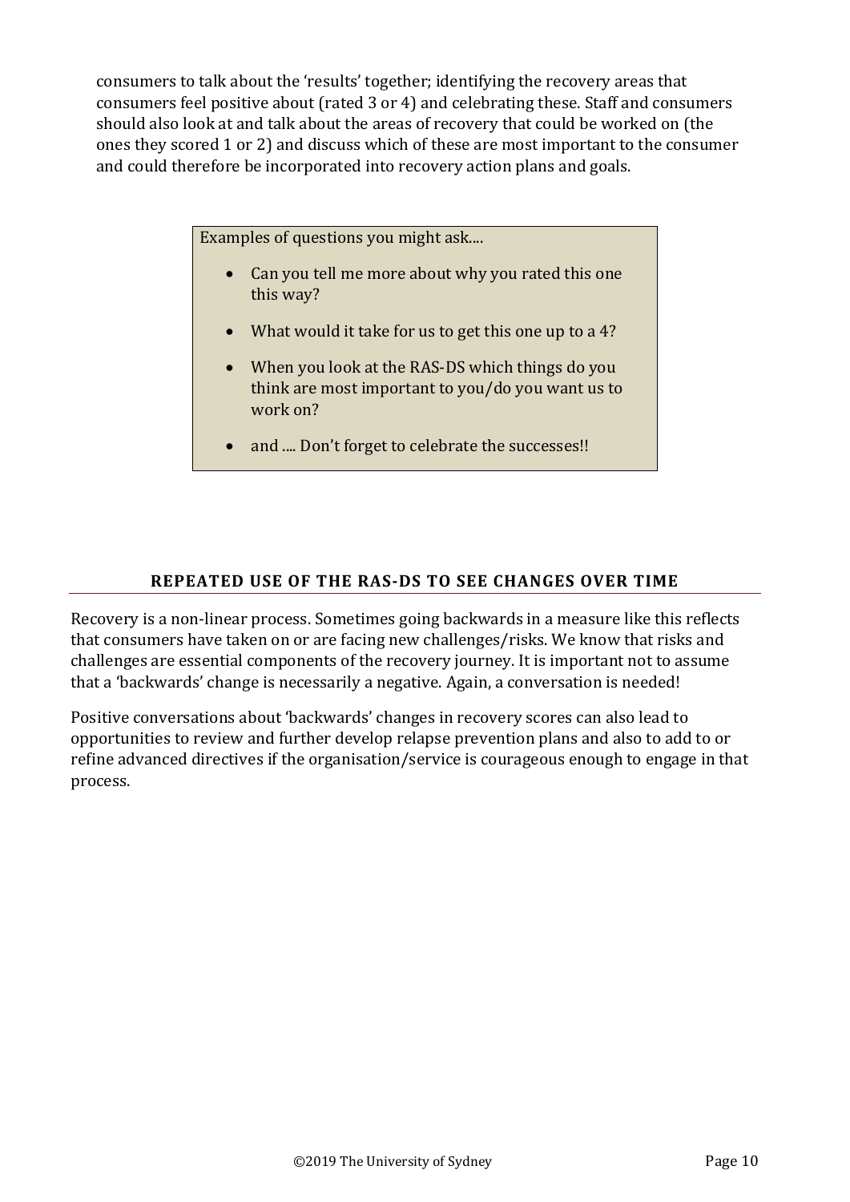consumers to talk about the 'results' together; identifying the recovery areas that consumers feel positive about (rated 3 or 4) and celebrating these. Staff and consumers should also look at and talk about the areas of recovery that could be worked on (the ones they scored 1 or 2) and discuss which of these are most important to the consumer and could therefore be incorporated into recovery action plans and goals.

> Examples of questions you might ask....
>
> - Can you tell me more about why you rated this one this way?
> - What would it take for us to get this one up to a 4?
> - When you look at the RAS-DS which things do you think are most important to you/do you want us to work on?
> - and .... Don't forget to celebrate the successes!!

## REPEATED USE OF THE RAS-DS TO SEE CHANGES OVER TIME

Recovery is a non-linear process. Sometimes going backwards in a measure like this reflects that consumers have taken on or are facing new challenges/risks. We know that risks and challenges are essential components of the recovery journey. It is important not to assume that a 'backwards' change is necessarily a negative. Again, a conversation is needed!

Positive conversations about 'backwards' changes in recovery scores can also lead to opportunities to review and further develop relapse prevention plans and also to add to or refine advanced directives if the organisation/service is courageous enough to engage in that process.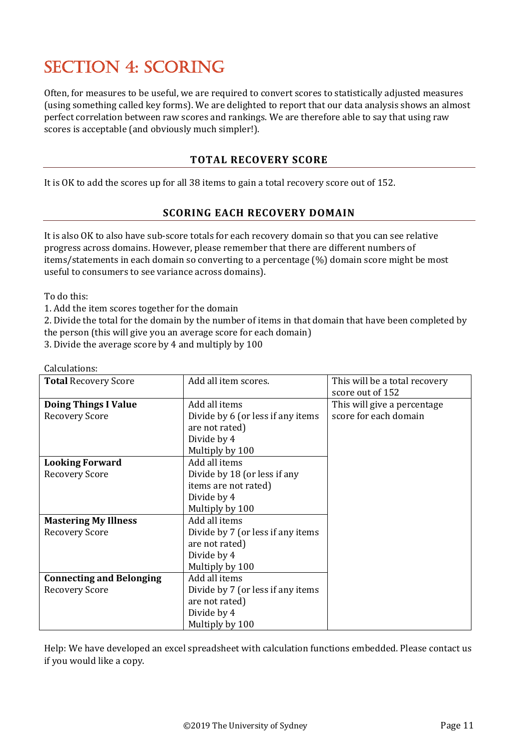# SECTION 4: SCORING

Often, for measures to be useful, we are required to convert scores to statistically adjusted measures (using something called key forms). We are delighted to report that our data analysis shows an almost perfect correlation between raw scores and rankings. We are therefore able to say that using raw scores is acceptable (and obviously much simpler!).

### TOTAL RECOVERY SCORE

It is OK to add the scores up for all 38 items to gain a total recovery score out of 152.

### SCORING EACH RECOVERY DOMAIN

It is also OK to also have sub-score totals for each recovery domain so that you can see relative progress across domains. However, please remember that there are different numbers of items/statements in each domain so converting to a percentage (%) domain score might be most useful to consumers to see variance across domains).

To do this:

1. Add the item scores together for the domain
2. Divide the total for the domain by the number of items in that domain that have been completed by the person (this will give you an average score for each domain)
3. Divide the average score by 4 and multiply by 100

Calculations:

| | | |
|---|---|---|
| **Total** Recovery Score | Add all item scores. | This will be a total recovery score out of 152 |
| **Doing Things I Value** Recovery Score | Add all items<br>Divide by 6 (or less if any items are not rated)<br>Divide by 4<br>Multiply by 100 | This will give a percentage score for each domain |
| **Looking Forward** Recovery Score | Add all items<br>Divide by 18 (or less if any items are not rated)<br>Divide by 4<br>Multiply by 100 | |
| **Mastering My Illness** Recovery Score | Add all items<br>Divide by 7 (or less if any items are not rated)<br>Divide by 4<br>Multiply by 100 | |
| **Connecting and Belonging** Recovery Score | Add all items<br>Divide by 7 (or less if any items are not rated)<br>Divide by 4<br>Multiply by 100 | |

Help: We have developed an excel spreadsheet with calculation functions embedded. Please contact us if you would like a copy.

©2019 The University of Sydney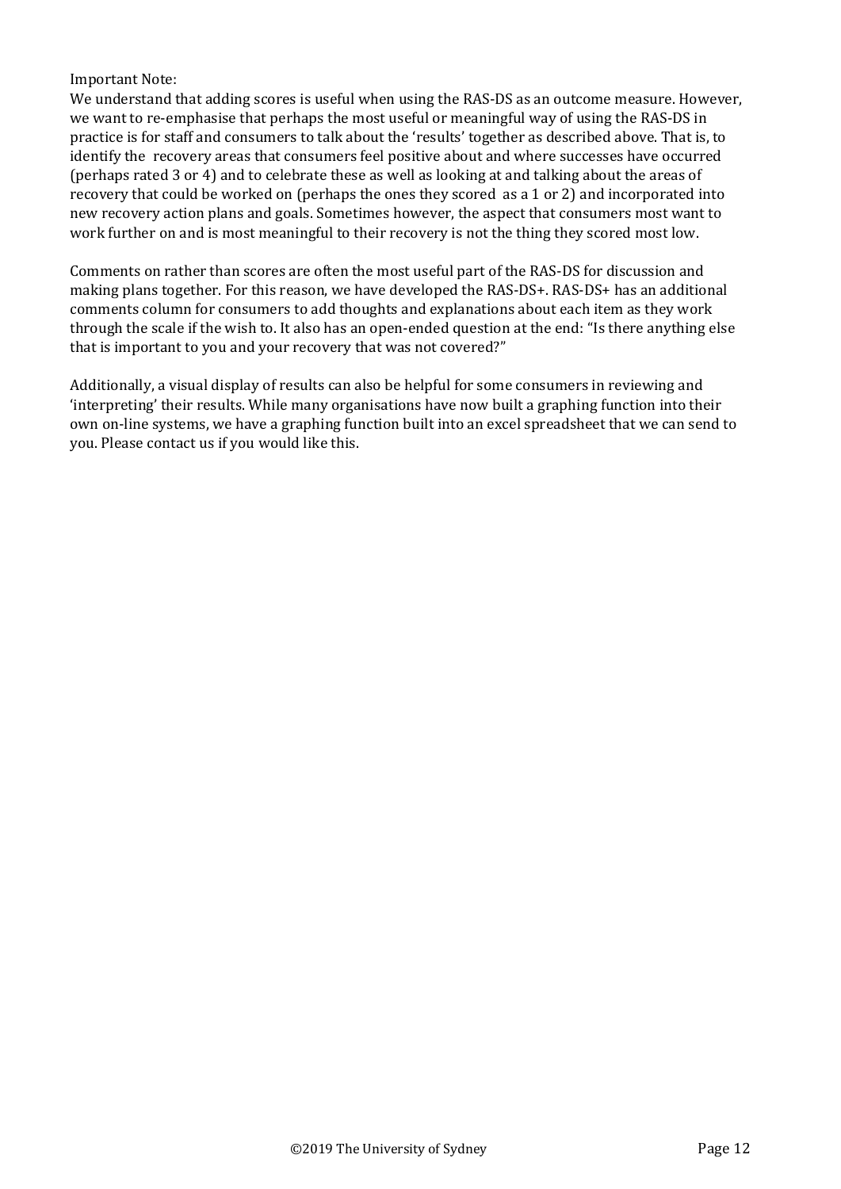Important Note:
We understand that adding scores is useful when using the RAS-DS as an outcome measure. However, we want to re-emphasise that perhaps the most useful or meaningful way of using the RAS-DS in practice is for staff and consumers to talk about the 'results' together as described above. That is, to identify the recovery areas that consumers feel positive about and where successes have occurred (perhaps rated 3 or 4) and to celebrate these as well as looking at and talking about the areas of recovery that could be worked on (perhaps the ones they scored as a 1 or 2) and incorporated into new recovery action plans and goals. Sometimes however, the aspect that consumers most want to work further on and is most meaningful to their recovery is not the thing they scored most low.

Comments on rather than scores are often the most useful part of the RAS-DS for discussion and making plans together. For this reason, we have developed the RAS-DS+. RAS-DS+ has an additional comments column for consumers to add thoughts and explanations about each item as they work through the scale if the wish to. It also has an open-ended question at the end: "Is there anything else that is important to you and your recovery that was not covered?"

Additionally, a visual display of results can also be helpful for some consumers in reviewing and 'interpreting' their results. While many organisations have now built a graphing function into their own on-line systems, we have a graphing function built into an excel spreadsheet that we can send to you. Please contact us if you would like this.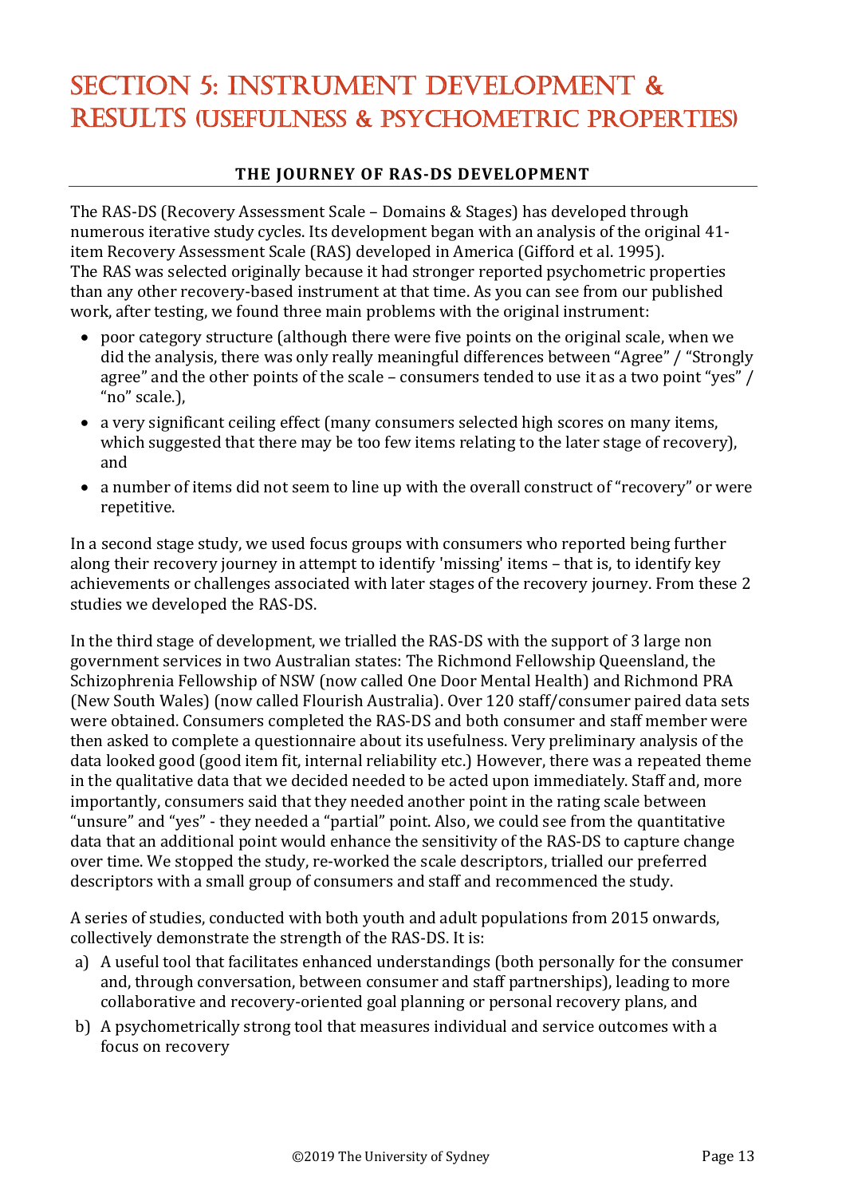# SECTION 5: INSTRUMENT DEVELOPMENT & RESULTS (USEFULNESS & PSYCHOMETRIC PROPERTIES)

## THE JOURNEY OF RAS-DS DEVELOPMENT

The RAS-DS (Recovery Assessment Scale – Domains & Stages) has developed through numerous iterative study cycles. Its development began with an analysis of the original 41-item Recovery Assessment Scale (RAS) developed in America (Gifford et al. 1995). The RAS was selected originally because it had stronger reported psychometric properties than any other recovery-based instrument at that time. As you can see from our published work, after testing, we found three main problems with the original instrument:

- poor category structure (although there were five points on the original scale, when we did the analysis, there was only really meaningful differences between "Agree" / "Strongly agree" and the other points of the scale – consumers tended to use it as a two point "yes" / "no" scale.),
- a very significant ceiling effect (many consumers selected high scores on many items, which suggested that there may be too few items relating to the later stage of recovery), and
- a number of items did not seem to line up with the overall construct of "recovery" or were repetitive.

In a second stage study, we used focus groups with consumers who reported being further along their recovery journey in attempt to identify 'missing' items – that is, to identify key achievements or challenges associated with later stages of the recovery journey. From these 2 studies we developed the RAS-DS.

In the third stage of development, we trialled the RAS-DS with the support of 3 large non government services in two Australian states: The Richmond Fellowship Queensland, the Schizophrenia Fellowship of NSW (now called One Door Mental Health) and Richmond PRA (New South Wales) (now called Flourish Australia). Over 120 staff/consumer paired data sets were obtained. Consumers completed the RAS-DS and both consumer and staff member were then asked to complete a questionnaire about its usefulness. Very preliminary analysis of the data looked good (good item fit, internal reliability etc.) However, there was a repeated theme in the qualitative data that we decided needed to be acted upon immediately. Staff and, more importantly, consumers said that they needed another point in the rating scale between "unsure" and "yes" - they needed a "partial" point. Also, we could see from the quantitative data that an additional point would enhance the sensitivity of the RAS-DS to capture change over time. We stopped the study, re-worked the scale descriptors, trialled our preferred descriptors with a small group of consumers and staff and recommenced the study.

A series of studies, conducted with both youth and adult populations from 2015 onwards, collectively demonstrate the strength of the RAS-DS. It is:

a) A useful tool that facilitates enhanced understandings (both personally for the consumer and, through conversation, between consumer and staff partnerships), leading to more collaborative and recovery-oriented goal planning or personal recovery plans, and
b) A psychometrically strong tool that measures individual and service outcomes with a focus on recovery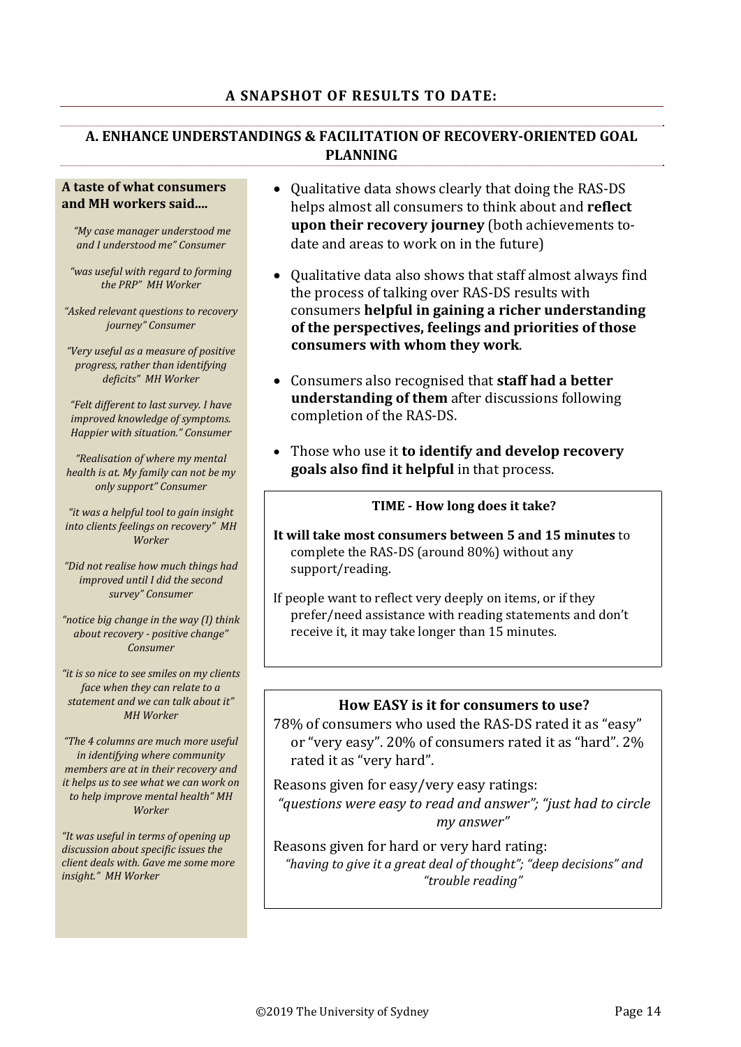## A SNAPSHOT OF RESULTS TO DATE:

### A. ENHANCE UNDERSTANDINGS & FACILITATION OF RECOVERY-ORIENTED GOAL PLANNING

- Qualitative data shows clearly that doing the RAS-DS helps almost all consumers to think about and **reflect upon their recovery journey** (both achievements to-date and areas to work on in the future)
- Qualitative data also shows that staff almost always find the process of talking over RAS-DS results with consumers **helpful in gaining a richer understanding of the perspectives, feelings and priorities of those consumers with whom they work**.
- Consumers also recognised that **staff had a better understanding of them** after discussions following completion of the RAS-DS.
- Those who use it **to identify and develop recovery goals also find it helpful** in that process.

**TIME - How long does it take?**

**It will take most consumers between 5 and 15 minutes** to complete the RAS-DS (around 80%) without any support/reading.

If people want to reflect very deeply on items, or if they prefer/need assistance with reading statements and don't receive it, it may take longer than 15 minutes.

**How EASY is it for consumers to use?**

78% of consumers who used the RAS-DS rated it as "easy" or "very easy". 20% of consumers rated it as "hard". 2% rated it as "very hard".

Reasons given for easy/very easy ratings:

*"questions were easy to read and answer"; "just had to circle my answer"*

Reasons given for hard or very hard rating:

*"having to give it a great deal of thought"; "deep decisions" and "trouble reading"*

**A taste of what consumers and MH workers said....**

*"My case manager understood me and I understood me" Consumer*

*"was useful with regard to forming the PRP" MH Worker*

*"Asked relevant questions to recovery journey" Consumer*

*"Very useful as a measure of positive progress, rather than identifying deficits" MH Worker*

*"Felt different to last survey. I have improved knowledge of symptoms. Happier with situation." Consumer*

*"Realisation of where my mental health is at. My family can not be my only support" Consumer*

*"it was a helpful tool to gain insight into clients feelings on recovery" MH Worker*

*"Did not realise how much things had improved until I did the second survey" Consumer*

*"notice big change in the way (I) think about recovery - positive change" Consumer*

*"it is so nice to see smiles on my clients face when they can relate to a statement and we can talk about it" MH Worker*

*"The 4 columns are much more useful in identifying where community members are at in their recovery and it helps us to see what we can work on to help improve mental health" MH Worker*

*"It was useful in terms of opening up discussion about specific issues the client deals with. Gave me some more insight." MH Worker*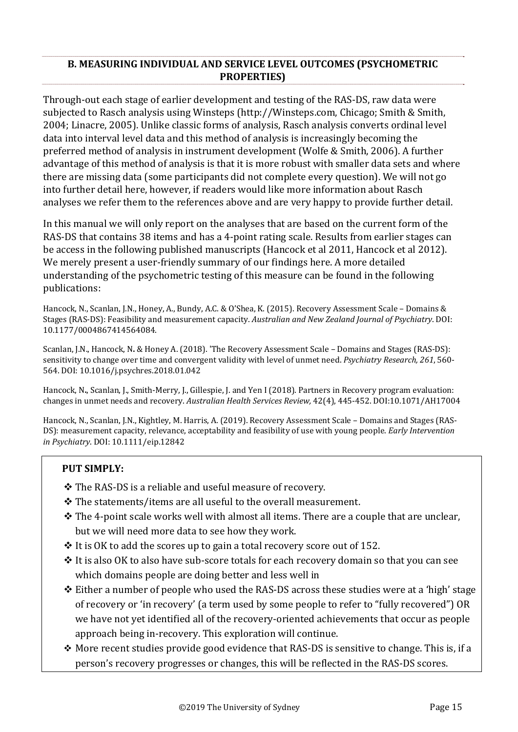## B. MEASURING INDIVIDUAL AND SERVICE LEVEL OUTCOMES (PSYCHOMETRIC PROPERTIES)

Through-out each stage of earlier development and testing of the RAS-DS, raw data were subjected to Rasch analysis using Winsteps (http://Winsteps.com, Chicago; Smith & Smith, 2004; Linacre, 2005). Unlike classic forms of analysis, Rasch analysis converts ordinal level data into interval level data and this method of analysis is increasingly becoming the preferred method of analysis in instrument development (Wolfe & Smith, 2006). A further advantage of this method of analysis is that it is more robust with smaller data sets and where there are missing data (some participants did not complete every question). We will not go into further detail here, however, if readers would like more information about Rasch analyses we refer them to the references above and are very happy to provide further detail.

In this manual we will only report on the analyses that are based on the current form of the RAS-DS that contains 38 items and has a 4-point rating scale. Results from earlier stages can be access in the following published manuscripts (Hancock et al 2011, Hancock et al 2012). We merely present a user-friendly summary of our findings here. A more detailed understanding of the psychometric testing of this measure can be found in the following publications:

Hancock, N., Scanlan, J.N., Honey, A., Bundy, A.C. & O'Shea, K. (2015). Recovery Assessment Scale – Domains & Stages (RAS-DS): Feasibility and measurement capacity. *Australian and New Zealand Journal of Psychiatry*. DOI: 10.1177/0004867414564084.

Scanlan, J.N., Hancock, N. & Honey A. (2018). 'The Recovery Assessment Scale – Domains and Stages (RAS-DS): sensitivity to change over time and convergent validity with level of unmet need. *Psychiatry Research, 261*, 560-564. DOI: 10.1016/j.psychres.2018.01.042

Hancock, N., Scanlan, J., Smith-Merry, J., Gillespie, J. and Yen I (2018). Partners in Recovery program evaluation: changes in unmet needs and recovery. *Australian Health Services Review,* 42(4), 445-452. DOI:10.1071/AH17004

Hancock, N., Scanlan, J.N., Kightley, M. Harris, A. (2019). Recovery Assessment Scale – Domains and Stages (RAS-DS): measurement capacity, relevance, acceptability and feasibility of use with young people. *Early Intervention in Psychiatry*. DOI: 10.1111/eip.12842

**PUT SIMPLY:**

- The RAS-DS is a reliable and useful measure of recovery.
- The statements/items are all useful to the overall measurement.
- The 4-point scale works well with almost all items. There are a couple that are unclear, but we will need more data to see how they work.
- It is OK to add the scores up to gain a total recovery score out of 152.
- It is also OK to also have sub-score totals for each recovery domain so that you can see which domains people are doing better and less well in
- Either a number of people who used the RAS-DS across these studies were at a 'high' stage of recovery or 'in recovery' (a term used by some people to refer to "fully recovered") OR we have not yet identified all of the recovery-oriented achievements that occur as people approach being in-recovery. This exploration will continue.
- More recent studies provide good evidence that RAS-DS is sensitive to change. This is, if a person's recovery progresses or changes, this will be reflected in the RAS-DS scores.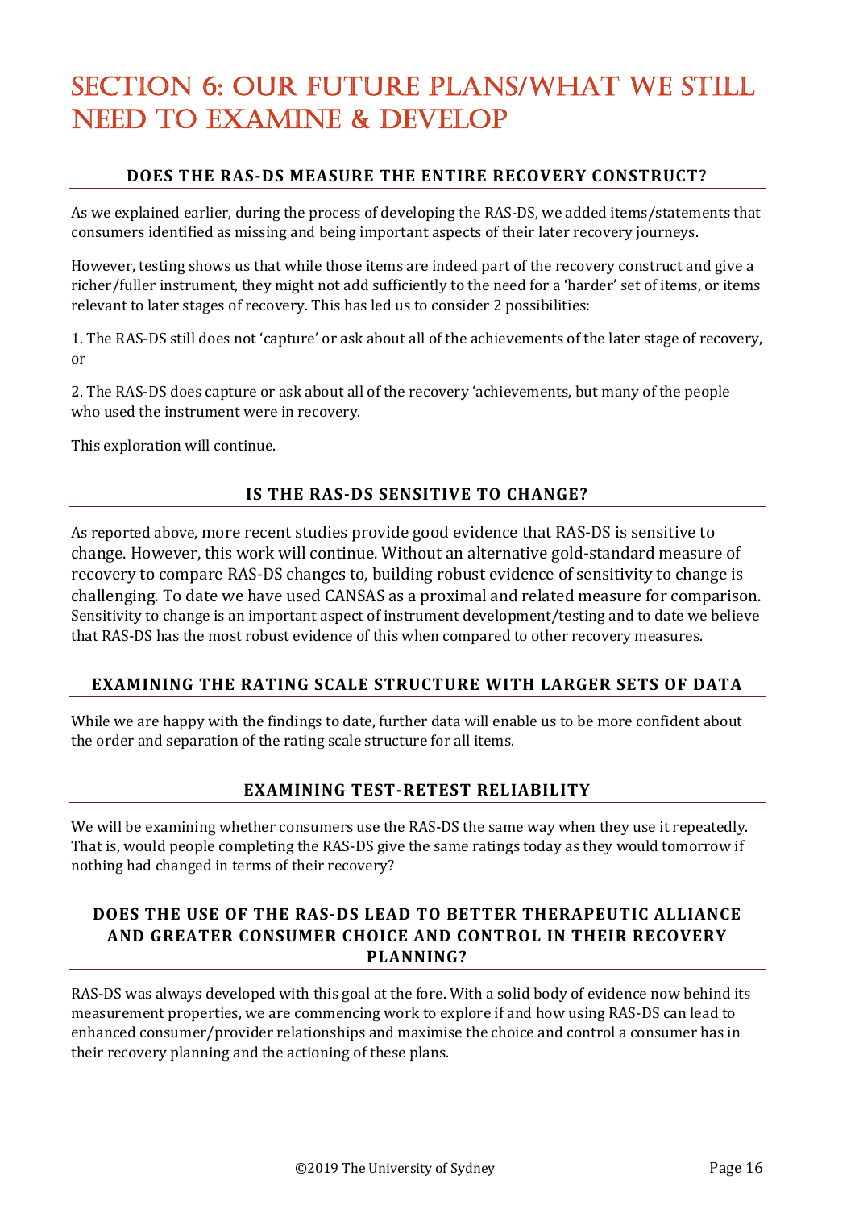# SECTION 6: OUR FUTURE PLANS/WHAT WE STILL NEED TO EXAMINE & DEVELOP

## DOES THE RAS-DS MEASURE THE ENTIRE RECOVERY CONSTRUCT?

As we explained earlier, during the process of developing the RAS-DS, we added items/statements that consumers identified as missing and being important aspects of their later recovery journeys.

However, testing shows us that while those items are indeed part of the recovery construct and give a richer/fuller instrument, they might not add sufficiently to the need for a 'harder' set of items, or items relevant to later stages of recovery. This has led us to consider 2 possibilities:

1. The RAS-DS still does not 'capture' or ask about all of the achievements of the later stage of recovery, or

2. The RAS-DS does capture or ask about all of the recovery 'achievements, but many of the people who used the instrument were in recovery.

This exploration will continue.

## IS THE RAS-DS SENSITIVE TO CHANGE?

As reported above, more recent studies provide good evidence that RAS-DS is sensitive to change. However, this work will continue. Without an alternative gold-standard measure of recovery to compare RAS-DS changes to, building robust evidence of sensitivity to change is challenging. To date we have used CANSAS as a proximal and related measure for comparison. Sensitivity to change is an important aspect of instrument development/testing and to date we believe that RAS-DS has the most robust evidence of this when compared to other recovery measures.

## EXAMINING THE RATING SCALE STRUCTURE WITH LARGER SETS OF DATA

While we are happy with the findings to date, further data will enable us to be more confident about the order and separation of the rating scale structure for all items.

## EXAMINING TEST-RETEST RELIABILITY

We will be examining whether consumers use the RAS-DS the same way when they use it repeatedly. That is, would people completing the RAS-DS give the same ratings today as they would tomorrow if nothing had changed in terms of their recovery?

## DOES THE USE OF THE RAS-DS LEAD TO BETTER THERAPEUTIC ALLIANCE AND GREATER CONSUMER CHOICE AND CONTROL IN THEIR RECOVERY PLANNING?

RAS-DS was always developed with this goal at the fore. With a solid body of evidence now behind its measurement properties, we are commencing work to explore if and how using RAS-DS can lead to enhanced consumer/provider relationships and maximise the choice and control a consumer has in their recovery planning and the actioning of these plans.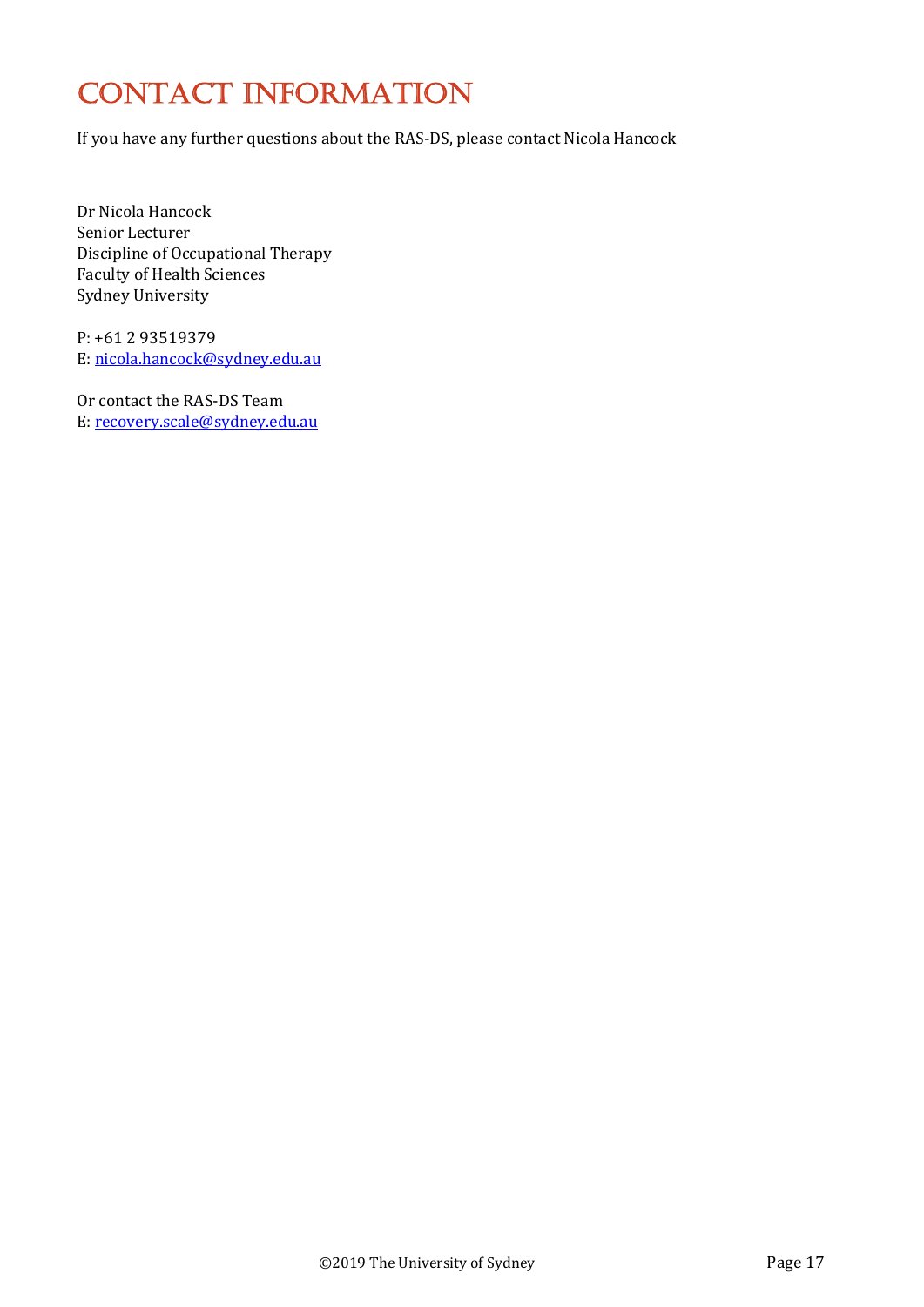# CONTACT INFORMATION

If you have any further questions about the RAS-DS, please contact Nicola Hancock

Dr Nicola Hancock
Senior Lecturer
Discipline of Occupational Therapy
Faculty of Health Sciences
Sydney University

P: +61 2 93519379
E: nicola.hancock@sydney.edu.au

Or contact the RAS-DS Team
E: recovery.scale@sydney.edu.au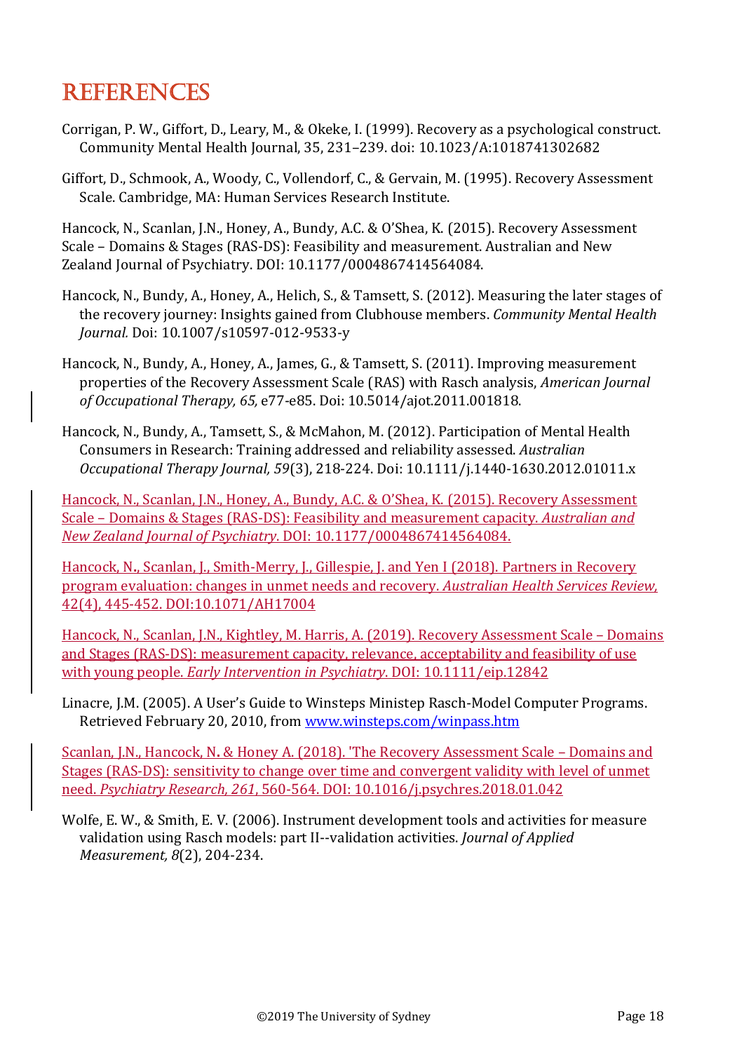# REFERENCES

Corrigan, P. W., Giffort, D., Leary, M., & Okeke, I. (1999). Recovery as a psychological construct. Community Mental Health Journal, 35, 231–239. doi: 10.1023/A:1018741302682

Giffort, D., Schmook, A., Woody, C., Vollendorf, C., & Gervain, M. (1995). Recovery Assessment Scale. Cambridge, MA: Human Services Research Institute.

Hancock, N., Scanlan, J.N., Honey, A., Bundy, A.C. & O'Shea, K. (2015). Recovery Assessment Scale – Domains & Stages (RAS-DS): Feasibility and measurement. Australian and New Zealand Journal of Psychiatry. DOI: 10.1177/0004867414564084.

Hancock, N., Bundy, A., Honey, A., Helich, S., & Tamsett, S. (2012). Measuring the later stages of the recovery journey: Insights gained from Clubhouse members. *Community Mental Health Journal.* Doi: 10.1007/s10597-012-9533-y

Hancock, N., Bundy, A., Honey, A., James, G., & Tamsett, S. (2011). Improving measurement properties of the Recovery Assessment Scale (RAS) with Rasch analysis, *American Journal of Occupational Therapy, 65,* e77-e85. Doi: 10.5014/ajot.2011.001818.

Hancock, N., Bundy, A., Tamsett, S., & McMahon, M. (2012). Participation of Mental Health Consumers in Research: Training addressed and reliability assessed. *Australian Occupational Therapy Journal, 59*(3), 218-224. Doi: 10.1111/j.1440-1630.2012.01011.x

Hancock, N., Scanlan, J.N., Honey, A., Bundy, A.C. & O'Shea, K. (2015). Recovery Assessment Scale – Domains & Stages (RAS-DS): Feasibility and measurement capacity. *Australian and New Zealand Journal of Psychiatry*. DOI: 10.1177/0004867414564084.

Hancock, N., Scanlan, J., Smith-Merry, J., Gillespie, J. and Yen I (2018). Partners in Recovery program evaluation: changes in unmet needs and recovery. *Australian Health Services Review,* 42(4), 445-452. DOI:10.1071/AH17004

Hancock, N., Scanlan, J.N., Kightley, M. Harris, A. (2019). Recovery Assessment Scale – Domains and Stages (RAS-DS): measurement capacity, relevance, acceptability and feasibility of use with young people. *Early Intervention in Psychiatry*. DOI: 10.1111/eip.12842

Linacre, J.M. (2005). A User's Guide to Winsteps Ministep Rasch-Model Computer Programs. Retrieved February 20, 2010, from www.winsteps.com/winpass.htm

Scanlan, J.N., Hancock, N. & Honey A. (2018). 'The Recovery Assessment Scale – Domains and Stages (RAS-DS): sensitivity to change over time and convergent validity with level of unmet need. *Psychiatry Research, 261*, 560-564. DOI: 10.1016/j.psychres.2018.01.042

Wolfe, E. W., & Smith, E. V. (2006). Instrument development tools and activities for measure validation using Rasch models: part II--validation activities. *Journal of Applied Measurement, 8*(2), 204-234.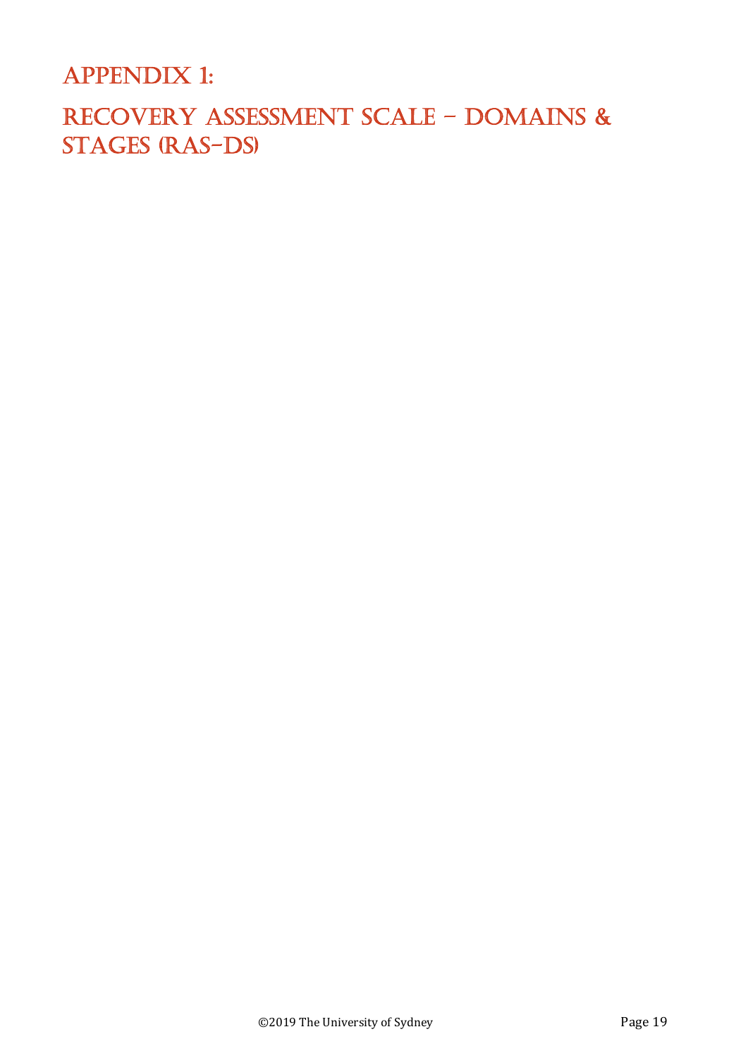# Appendix 1:

# Recovery Assessment Scale – Domains & Stages (RAS-DS)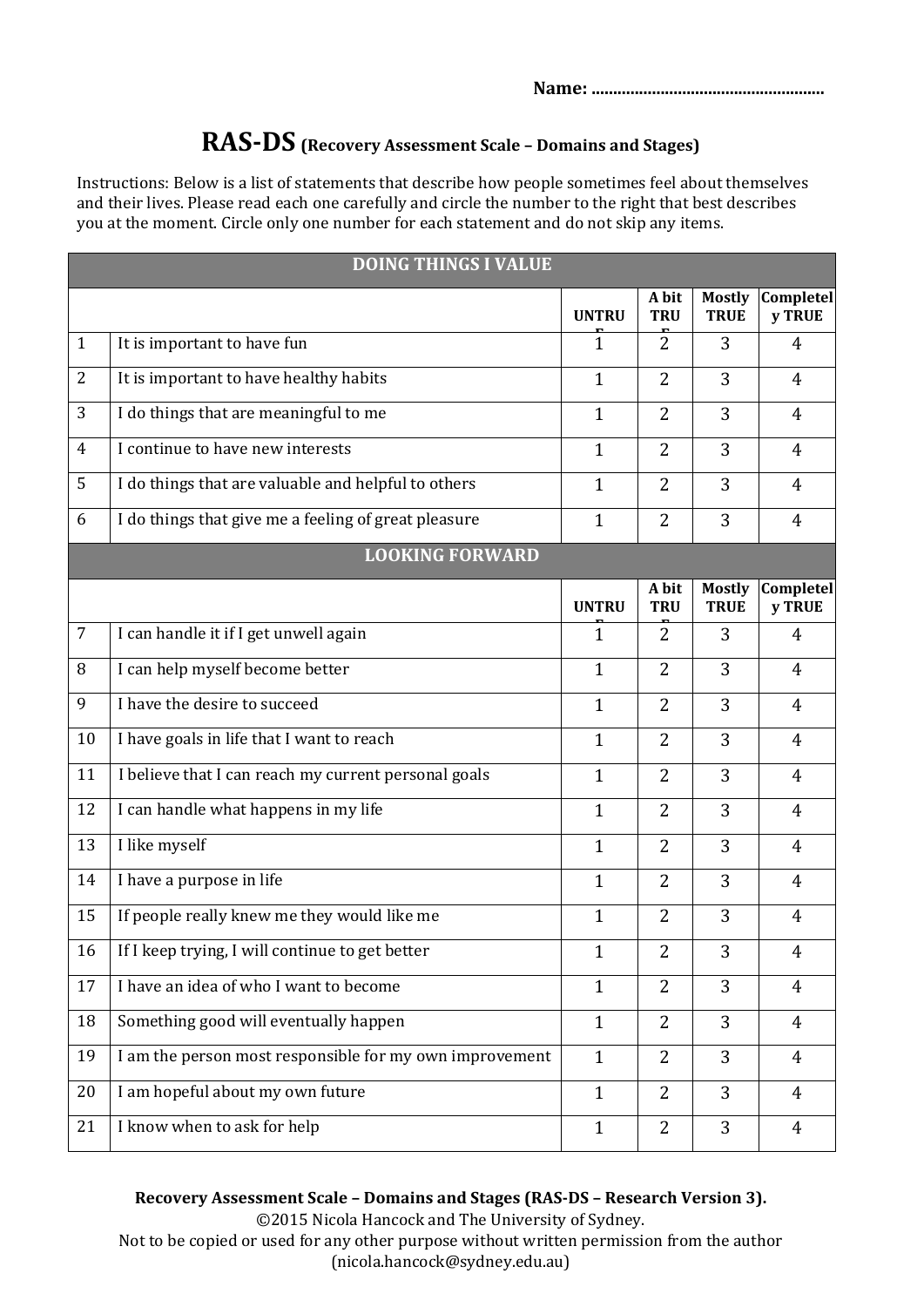Name: ....................................................

# RAS-DS (Recovery Assessment Scale – Domains and Stages)

Instructions: Below is a list of statements that describe how people sometimes feel about themselves and their lives. Please read each one carefully and circle the number to the right that best describes you at the moment. Circle only one number for each statement and do not skip any items.

| | **DOING THINGS I VALUE** | | | | |
|---|---|---|---|---|---|
| | | **UNTRUE** | **A bit TRUE** | **Mostly TRUE** | **Completely TRUE** |
| 1 | It is important to have fun | 1 | 2 | 3 | 4 |
| 2 | It is important to have healthy habits | 1 | 2 | 3 | 4 |
| 3 | I do things that are meaningful to me | 1 | 2 | 3 | 4 |
| 4 | I continue to have new interests | 1 | 2 | 3 | 4 |
| 5 | I do things that are valuable and helpful to others | 1 | 2 | 3 | 4 |
| 6 | I do things that give me a feeling of great pleasure | 1 | 2 | 3 | 4 |

| | **LOOKING FORWARD** | | | | |
|---|---|---|---|---|---|
| | | **UNTRUE** | **A bit TRUE** | **Mostly TRUE** | **Completely TRUE** |
| 7 | I can handle it if I get unwell again | 1 | 2 | 3 | 4 |
| 8 | I can help myself become better | 1 | 2 | 3 | 4 |
| 9 | I have the desire to succeed | 1 | 2 | 3 | 4 |
| 10 | I have goals in life that I want to reach | 1 | 2 | 3 | 4 |
| 11 | I believe that I can reach my current personal goals | 1 | 2 | 3 | 4 |
| 12 | I can handle what happens in my life | 1 | 2 | 3 | 4 |
| 13 | I like myself | 1 | 2 | 3 | 4 |
| 14 | I have a purpose in life | 1 | 2 | 3 | 4 |
| 15 | If people really knew me they would like me | 1 | 2 | 3 | 4 |
| 16 | If I keep trying, I will continue to get better | 1 | 2 | 3 | 4 |
| 17 | I have an idea of who I want to become | 1 | 2 | 3 | 4 |
| 18 | Something good will eventually happen | 1 | 2 | 3 | 4 |
| 19 | I am the person most responsible for my own improvement | 1 | 2 | 3 | 4 |
| 20 | I am hopeful about my own future | 1 | 2 | 3 | 4 |
| 21 | I know when to ask for help | 1 | 2 | 3 | 4 |

**Recovery Assessment Scale – Domains and Stages (RAS-DS – Research Version 3).**
©2015 Nicola Hancock and The University of Sydney.
Not to be copied or used for any other purpose without written permission from the author (nicola.hancock@sydney.edu.au)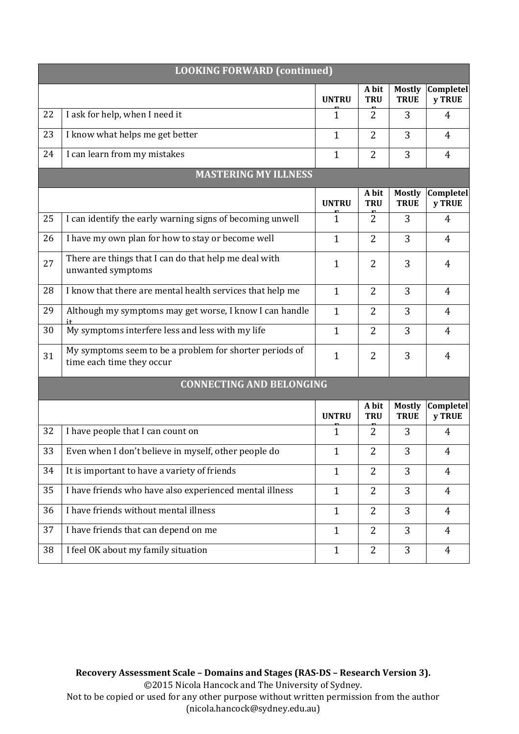| LOOKING FORWARD (continued) | | | | | |
|---|---|---|---|---|---|
| | | UNTRUE | A bit TRUE | Mostly TRUE | Completely TRUE |
| 22 | I ask for help, when I need it | 1 | 2 | 3 | 4 |
| 23 | I know what helps me get better | 1 | 2 | 3 | 4 |
| 24 | I can learn from my mistakes | 1 | 2 | 3 | 4 |

| MASTERING MY ILLNESS | | | | | |
|---|---|---|---|---|---|
| | | UNTRUE | A bit TRUE | Mostly TRUE | Completely TRUE |
| 25 | I can identify the early warning signs of becoming unwell | 1 | 2 | 3 | 4 |
| 26 | I have my own plan for how to stay or become well | 1 | 2 | 3 | 4 |
| 27 | There are things that I can do that help me deal with unwanted symptoms | 1 | 2 | 3 | 4 |
| 28 | I know that there are mental health services that help me | 1 | 2 | 3 | 4 |
| 29 | Although my symptoms may get worse, I know I can handle it | 1 | 2 | 3 | 4 |
| 30 | My symptoms interfere less and less with my life | 1 | 2 | 3 | 4 |
| 31 | My symptoms seem to be a problem for shorter periods of time each time they occur | 1 | 2 | 3 | 4 |

| CONNECTING AND BELONGING | | | | | |
|---|---|---|---|---|---|
| | | UNTRUE | A bit TRUE | Mostly TRUE | Completely TRUE |
| 32 | I have people that I can count on | 1 | 2 | 3 | 4 |
| 33 | Even when I don't believe in myself, other people do | 1 | 2 | 3 | 4 |
| 34 | It is important to have a variety of friends | 1 | 2 | 3 | 4 |
| 35 | I have friends who have also experienced mental illness | 1 | 2 | 3 | 4 |
| 36 | I have friends without mental illness | 1 | 2 | 3 | 4 |
| 37 | I have friends that can depend on me | 1 | 2 | 3 | 4 |
| 38 | I feel OK about my family situation | 1 | 2 | 3 | 4 |

**Recovery Assessment Scale – Domains and Stages (RAS-DS – Research Version 3).**
©2015 Nicola Hancock and The University of Sydney.
Not to be copied or used for any other purpose without written permission from the author (nicola.hancock@sydney.edu.au)